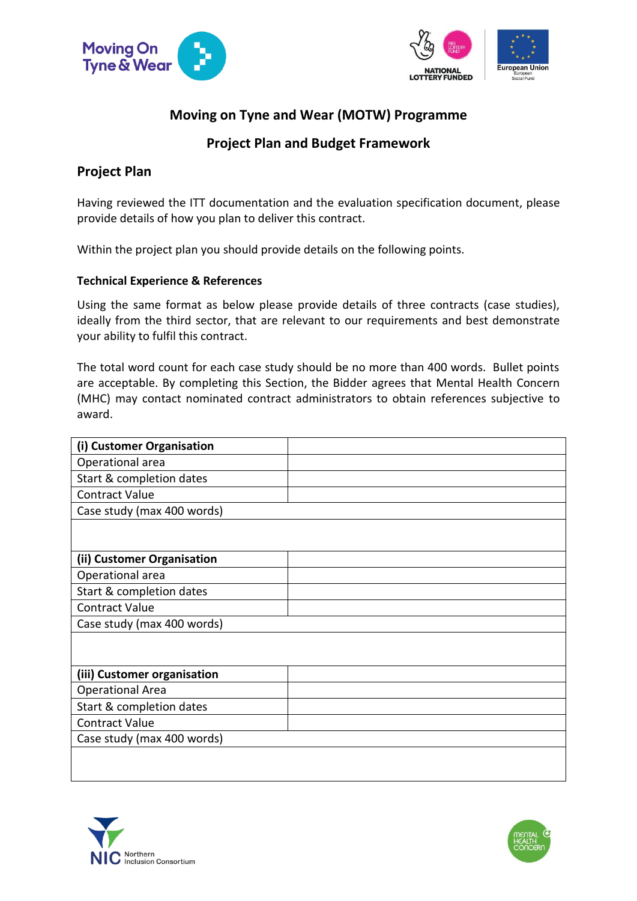# Moving on Tyne and Wear (MOTW) Programme

## Project Plan and Budget Framework

## Project Plan

Having reviewed the ITT documentation and the evaluation specification document, please provide details of how you plan to deliver this contract.

Within the project plan you should provide details on the following points.

### Technical Experience & References

Using the same format as below please provide details of three contracts (case studies), ideally from the third sector, that are relevant to our requirements and best demonstrate your ability to fulfil this contract.

The total word count for each case study should be no more than 400 words. Bullet points are acceptable. By completing this Section, the Bidder agrees that Mental Health Concern (MHC) may contact nominated contract administrators to obtain references subjective to award.

| | |
|---|---|
| **(i) Customer Organisation** | |
| Operational area | |
| Start & completion dates | |
| Contract Value | |
| Case study (max 400 words) | |
| | |
| **(ii) Customer Organisation** | |
| Operational area | |
| Start & completion dates | |
| Contract Value | |
| Case study (max 400 words) | |
| | |
| **(iii) Customer organisation** | |
| Operational Area | |
| Start & completion dates | |
| Contract Value | |
| Case study (max 400 words) | |
| | |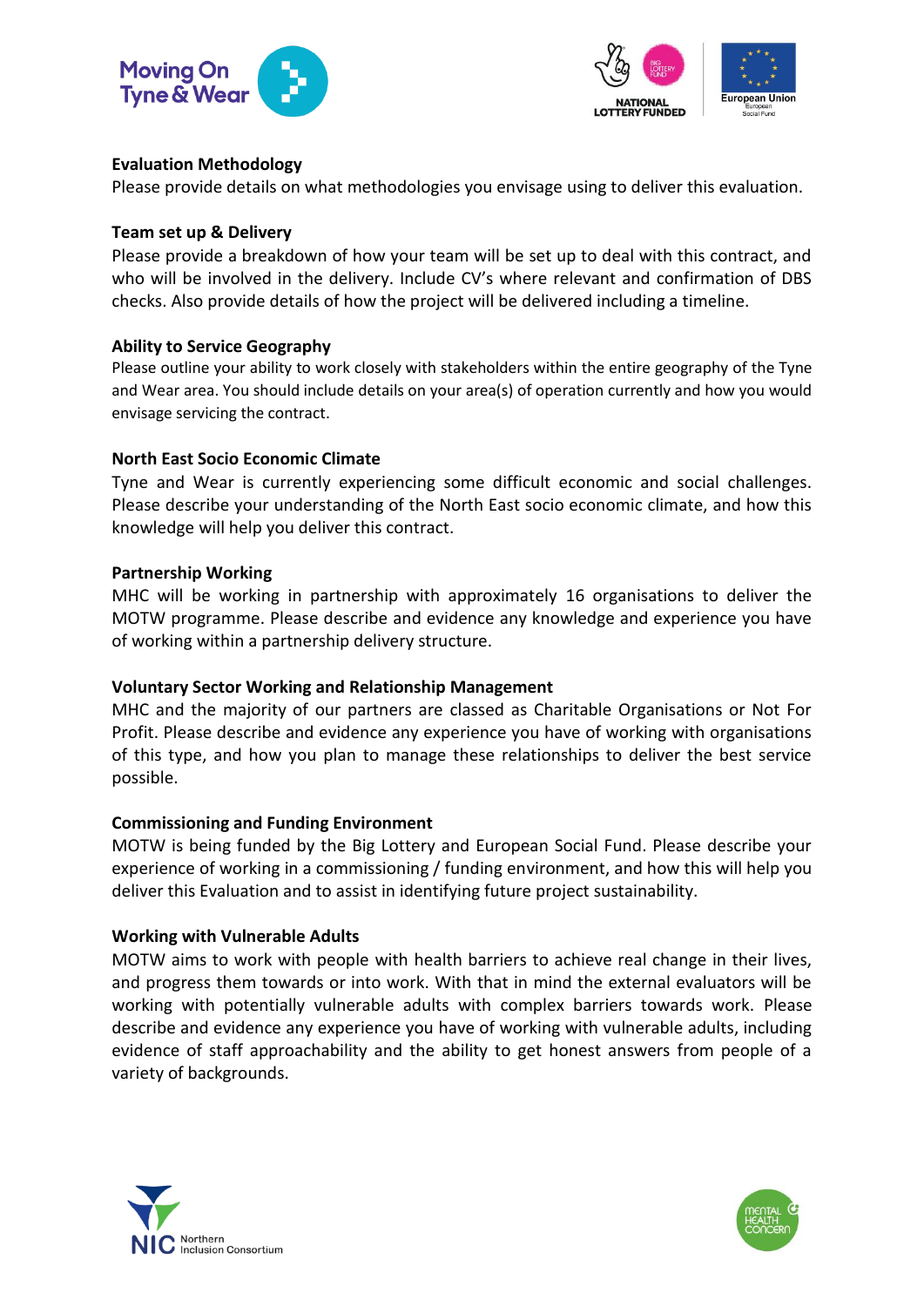**Evaluation Methodology**
Please provide details on what methodologies you envisage using to deliver this evaluation.

**Team set up & Delivery**
Please provide a breakdown of how your team will be set up to deal with this contract, and who will be involved in the delivery. Include CV's where relevant and confirmation of DBS checks. Also provide details of how the project will be delivered including a timeline.

**Ability to Service Geography**
Please outline your ability to work closely with stakeholders within the entire geography of the Tyne and Wear area. You should include details on your area(s) of operation currently and how you would envisage servicing the contract.

**North East Socio Economic Climate**
Tyne and Wear is currently experiencing some difficult economic and social challenges. Please describe your understanding of the North East socio economic climate, and how this knowledge will help you deliver this contract.

**Partnership Working**
MHC will be working in partnership with approximately 16 organisations to deliver the MOTW programme. Please describe and evidence any knowledge and experience you have of working within a partnership delivery structure.

**Voluntary Sector Working and Relationship Management**
MHC and the majority of our partners are classed as Charitable Organisations or Not For Profit. Please describe and evidence any experience you have of working with organisations of this type, and how you plan to manage these relationships to deliver the best service possible.

**Commissioning and Funding Environment**
MOTW is being funded by the Big Lottery and European Social Fund. Please describe your experience of working in a commissioning / funding environment, and how this will help you deliver this Evaluation and to assist in identifying future project sustainability.

**Working with Vulnerable Adults**
MOTW aims to work with people with health barriers to achieve real change in their lives, and progress them towards or into work. With that in mind the external evaluators will be working with potentially vulnerable adults with complex barriers towards work. Please describe and evidence any experience you have of working with vulnerable adults, including evidence of staff approachability and the ability to get honest answers from people of a variety of backgrounds.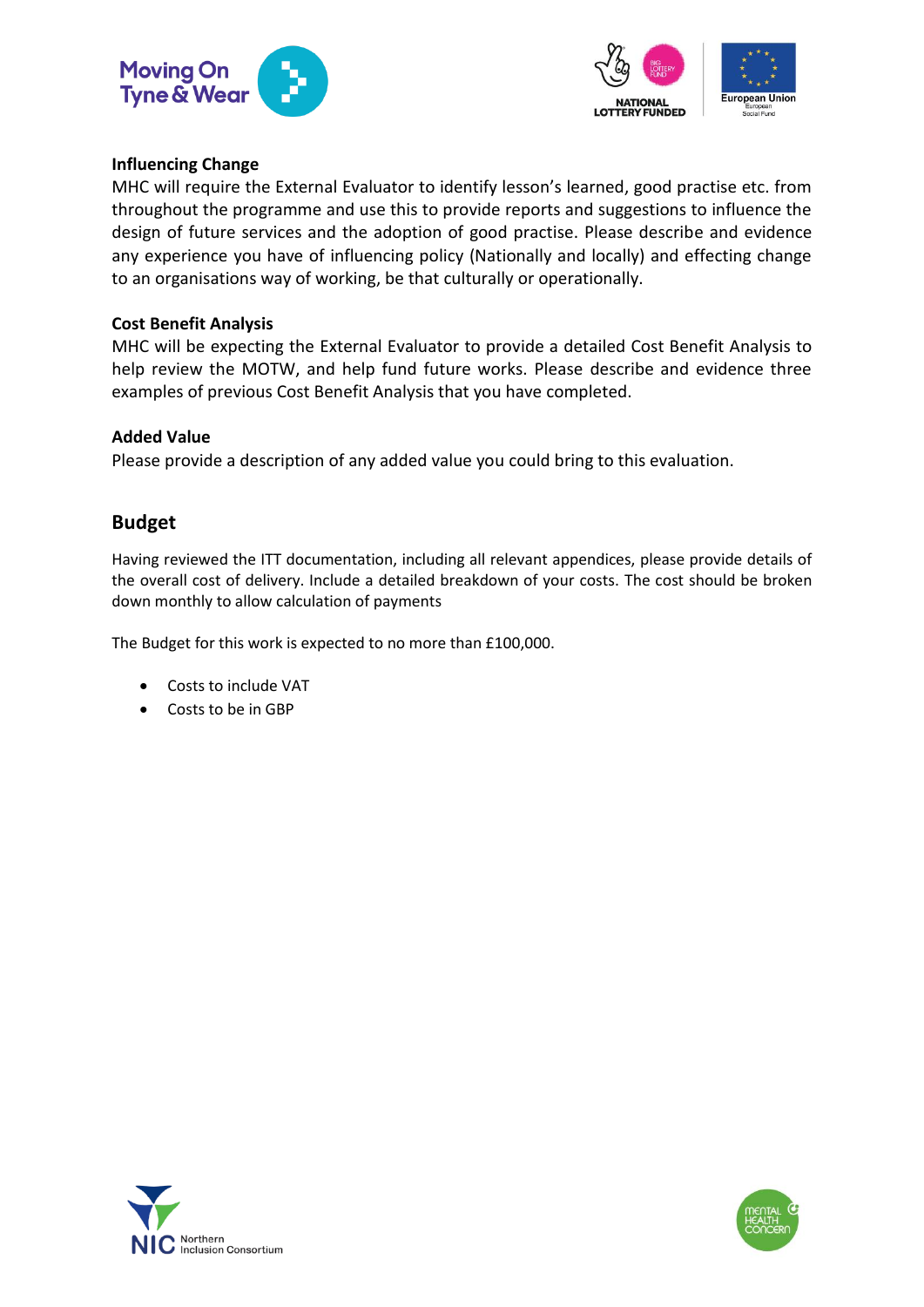**Influencing Change**

MHC will require the External Evaluator to identify lesson's learned, good practise etc. from throughout the programme and use this to provide reports and suggestions to influence the design of future services and the adoption of good practise. Please describe and evidence any experience you have of influencing policy (Nationally and locally) and effecting change to an organisations way of working, be that culturally or operationally.

**Cost Benefit Analysis**

MHC will be expecting the External Evaluator to provide a detailed Cost Benefit Analysis to help review the MOTW, and help fund future works. Please describe and evidence three examples of previous Cost Benefit Analysis that you have completed.

**Added Value**

Please provide a description of any added value you could bring to this evaluation.

## Budget

Having reviewed the ITT documentation, including all relevant appendices, please provide details of the overall cost of delivery. Include a detailed breakdown of your costs. The cost should be broken down monthly to allow calculation of payments

The Budget for this work is expected to no more than £100,000.

- Costs to include VAT
- Costs to be in GBP